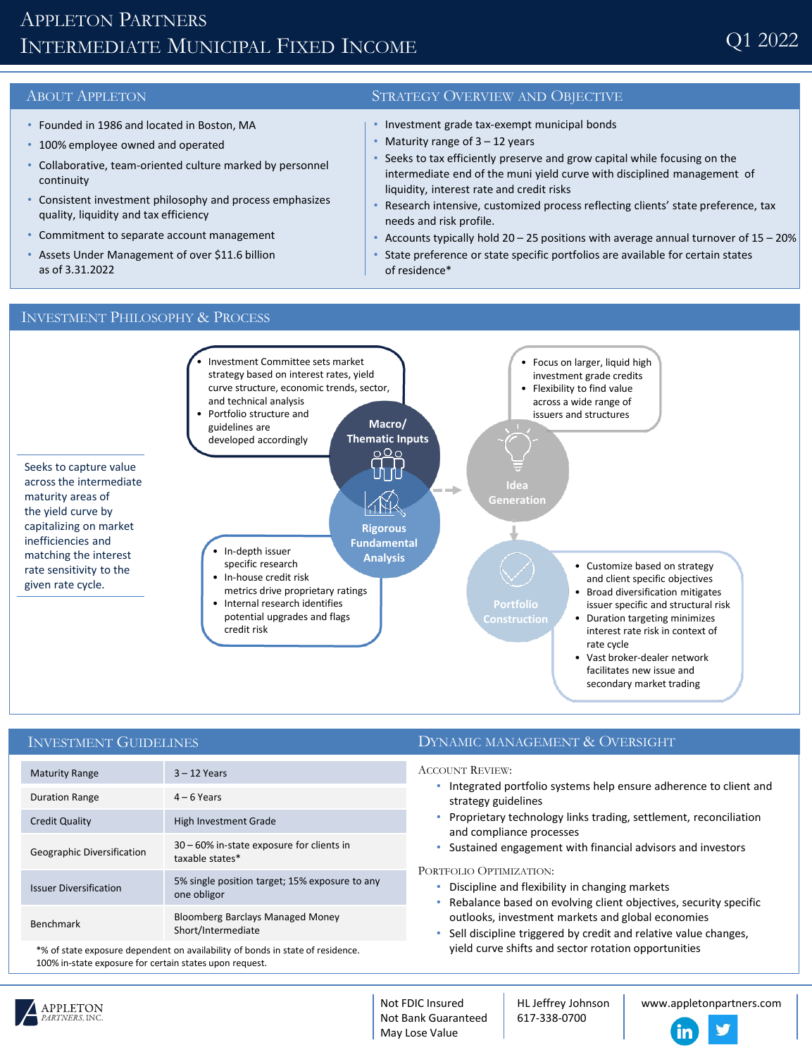# Appleton Partners
# Intermediate Municipal Fixed Income

Q1 2022

## About Appleton

- Founded in 1986 and located in Boston, MA
- 100% employee owned and operated
- Collaborative, team-oriented culture marked by personnel continuity
- Consistent investment philosophy and process emphasizes quality, liquidity and tax efficiency
- Commitment to separate account management
- Assets Under Management of over $11.6 billion as of 3.31.2022

## Strategy Overview and Objective

- Investment grade tax-exempt municipal bonds
- Maturity range of 3 – 12 years
- Seeks to tax efficiently preserve and grow capital while focusing on the intermediate end of the muni yield curve with disciplined management of liquidity, interest rate and credit risks
- Research intensive, customized process reflecting clients' state preference, tax needs and risk profile.
- Accounts typically hold 20 – 25 positions with average annual turnover of 15 – 20%
- State preference or state specific portfolios are available for certain states of residence*

## Investment Philosophy & Process

Seeks to capture value across the intermediate maturity areas of the yield curve by capitalizing on market inefficiencies and matching the interest rate sensitivity to the given rate cycle.

**Macro/ Thematic Inputs**

- Investment Committee sets market strategy based on interest rates, yield curve structure, economic trends, sector, and technical analysis
- Portfolio structure and guidelines are developed accordingly

**Rigorous Fundamental Analysis**

- In-depth issuer specific research
- In-house credit risk metrics drive proprietary ratings
- Internal research identifies potential upgrades and flags credit risk

**Idea Generation**

- Focus on larger, liquid high investment grade credits
- Flexibility to find value across a wide range of issuers and structures

**Portfolio Construction**

- Customize based on strategy and client specific objectives
- Broad diversification mitigates issuer specific and structural risk
- Duration targeting minimizes interest rate risk in context of rate cycle
- Vast broker-dealer network facilitates new issue and secondary market trading

## Investment Guidelines

| | |
|---|---|
| Maturity Range | 3 – 12 Years |
| Duration Range | 4 – 6 Years |
| Credit Quality | High Investment Grade |
| Geographic Diversification | 30 – 60% in-state exposure for clients in taxable states* |
| Issuer Diversification | 5% single position target; 15% exposure to any one obligor |
| Benchmark | Bloomberg Barclays Managed Money Short/Intermediate |

*% of state exposure dependent on availability of bonds in state of residence. 100% in-state exposure for certain states upon request.

## Dynamic Management & Oversight

### Account Review:

- Integrated portfolio systems help ensure adherence to client and strategy guidelines
- Proprietary technology links trading, settlement, reconciliation and compliance processes
- Sustained engagement with financial advisors and investors

### Portfolio Optimization:

- Discipline and flexibility in changing markets
- Rebalance based on evolving client objectives, security specific outlooks, investment markets and global economies
- Sell discipline triggered by credit and relative value changes, yield curve shifts and sector rotation opportunities

Appleton Partners, Inc.

Not FDIC Insured
Not Bank Guaranteed
May Lose Value

HL Jeffrey Johnson
617-338-0700

www.appletonpartners.com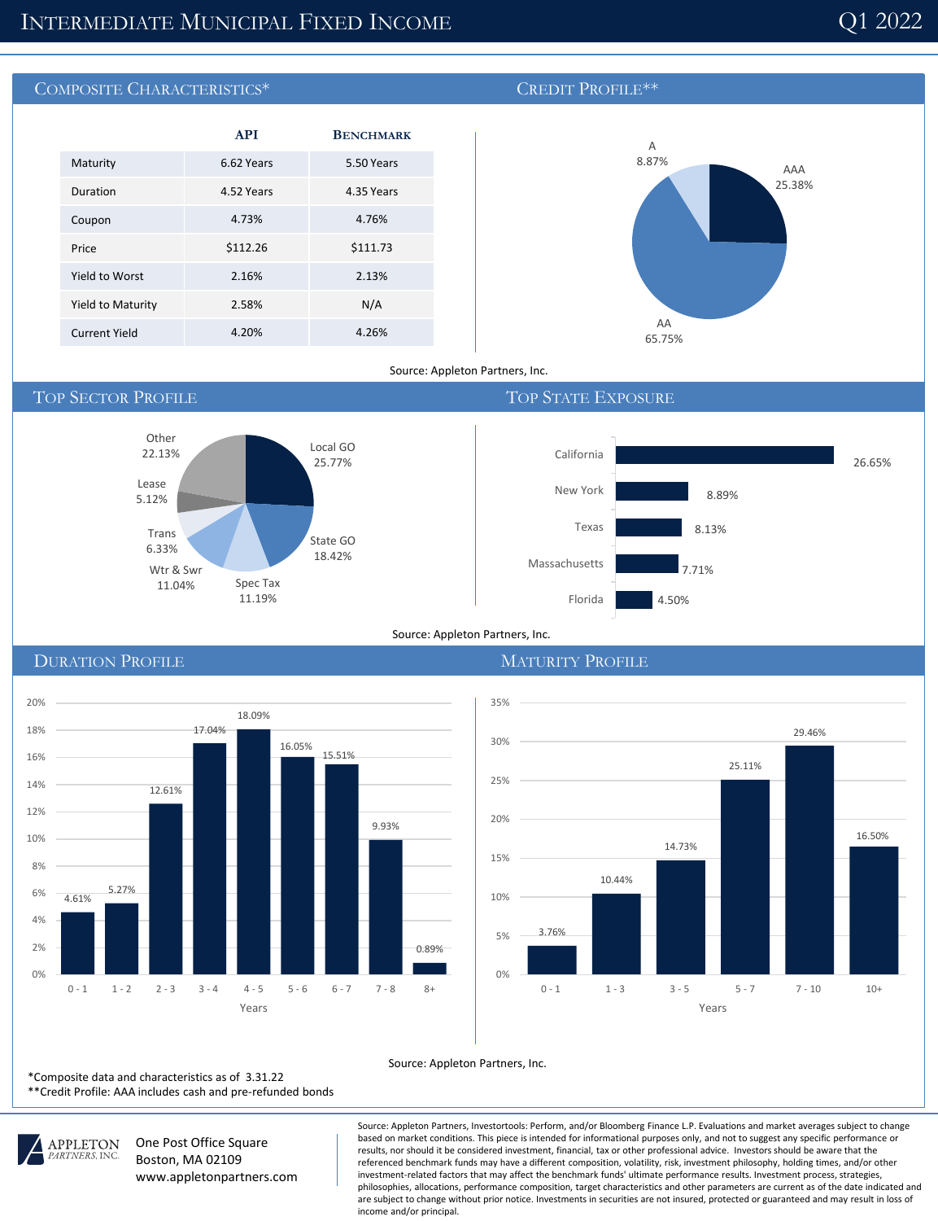# Intermediate Municipal Fixed Income

Q1 2022

## Composite Characteristics*

| | API | Benchmark |
|---|---|---|
| Maturity | 6.62 Years | 5.50 Years |
| Duration | 4.52 Years | 4.35 Years |
| Coupon | 4.73% | 4.76% |
| Price | $112.26 | $111.73 |
| Yield to Worst | 2.16% | 2.13% |
| Yield to Maturity | 2.58% | N/A |
| Current Yield | 4.20% | 4.26% |

## Credit Profile**

A
8.87%

AAA
25.38%

AA
65.75%

Source: Appleton Partners, Inc.

## Top Sector Profile

Other
22.13%

Local GO
25.77%

Lease
5.12%

Trans
6.33%

State GO
18.42%

Wtr & Swr
11.04%

Spec Tax
11.19%

## Top State Exposure

California
26.65%

New York
8.89%

Texas
8.13%

Massachusetts
7.71%

Florida
4.50%

Source: Appleton Partners, Inc.

## Duration Profile

20%
18%
16%
14%
12%
10%
8%
6%
4%
2%
0%

0 - 1: 4.61%
1 - 2: 5.27%
2 - 3: 12.61%
3 - 4: 17.04%
4 - 5: 18.09%
5 - 6: 16.05%
6 - 7: 15.51%
7 - 8: 9.93%
8+: 0.89%

Years

## Maturity Profile

35%
30%
25%
20%
15%
10%
5%
0%

0 - 1: 3.76%
1 - 3: 10.44%
3 - 5: 14.73%
5 - 7: 25.11%
7 - 10: 29.46%
10+: 16.50%

Years

Source: Appleton Partners, Inc.

*Composite data and characteristics as of 3.31.22
**Credit Profile: AAA includes cash and pre-refunded bonds

Appleton Partners, Inc.
One Post Office Square
Boston, MA 02109
www.appletonpartners.com

Source: Appleton Partners, Investortools: Perform, and/or Bloomberg Finance L.P. Evaluations and market averages subject to change based on market conditions. This piece is intended for informational purposes only, and not to suggest any specific performance or results, nor should it be considered investment, financial, tax or other professional advice. Investors should be aware that the referenced benchmark funds may have a different composition, volatility, risk, investment philosophy, holding times, and/or other investment-related factors that may affect the benchmark funds' ultimate performance results. Investment process, strategies, philosophies, allocations, performance composition, target characteristics and other parameters are current as of the date indicated and are subject to change without prior notice. Investments in securities are not insured, protected or guaranteed and may result in loss of income and/or principal.